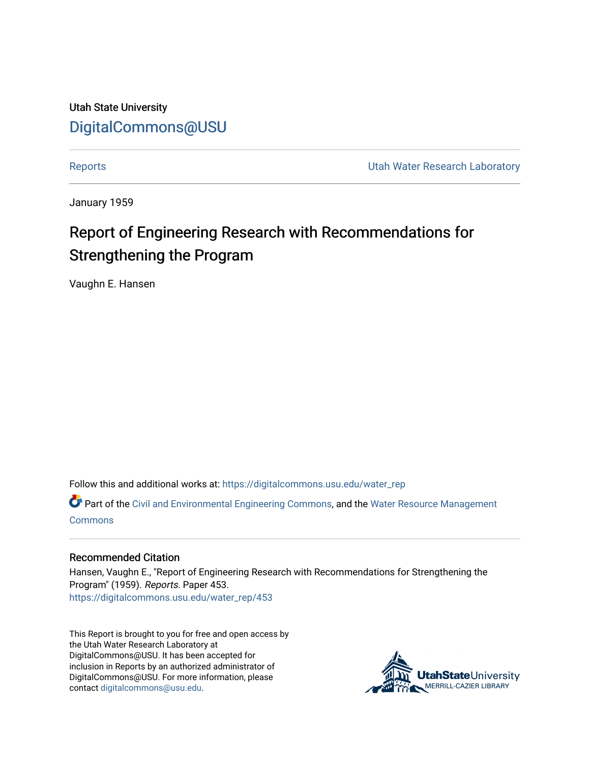Utah State University

DigitalCommons@USU

Reports | Utah Water Research Laboratory

January 1959

# Report of Engineering Research with Recommendations for Strengthening the Program

Vaughn E. Hansen

Follow this and additional works at: https://digitalcommons.usu.edu/water_rep

Part of the Civil and Environmental Engineering Commons, and the Water Resource Management Commons

## Recommended Citation

Hansen, Vaughn E., "Report of Engineering Research with Recommendations for Strengthening the Program" (1959). *Reports.* Paper 453.
https://digitalcommons.usu.edu/water_rep/453

This Report is brought to you for free and open access by the Utah Water Research Laboratory at DigitalCommons@USU. It has been accepted for inclusion in Reports by an authorized administrator of DigitalCommons@USU. For more information, please contact digitalcommons@usu.edu.

UtahStateUniversity
MERRILL-CAZIER LIBRARY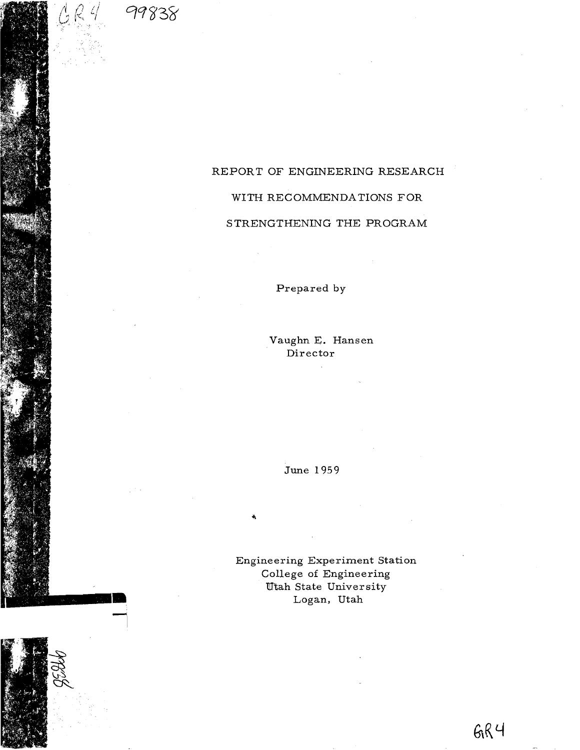GR4 99838

REPORT OF ENGINEERING RESEARCH

WITH RECOMMENDATIONS FOR

STRENGTHENING THE PROGRAM

Prepared by

Vaughn E. Hansen
Director

June 1959

Engineering Experiment Station
College of Engineering
Utah State University
Logan, Utah

GR4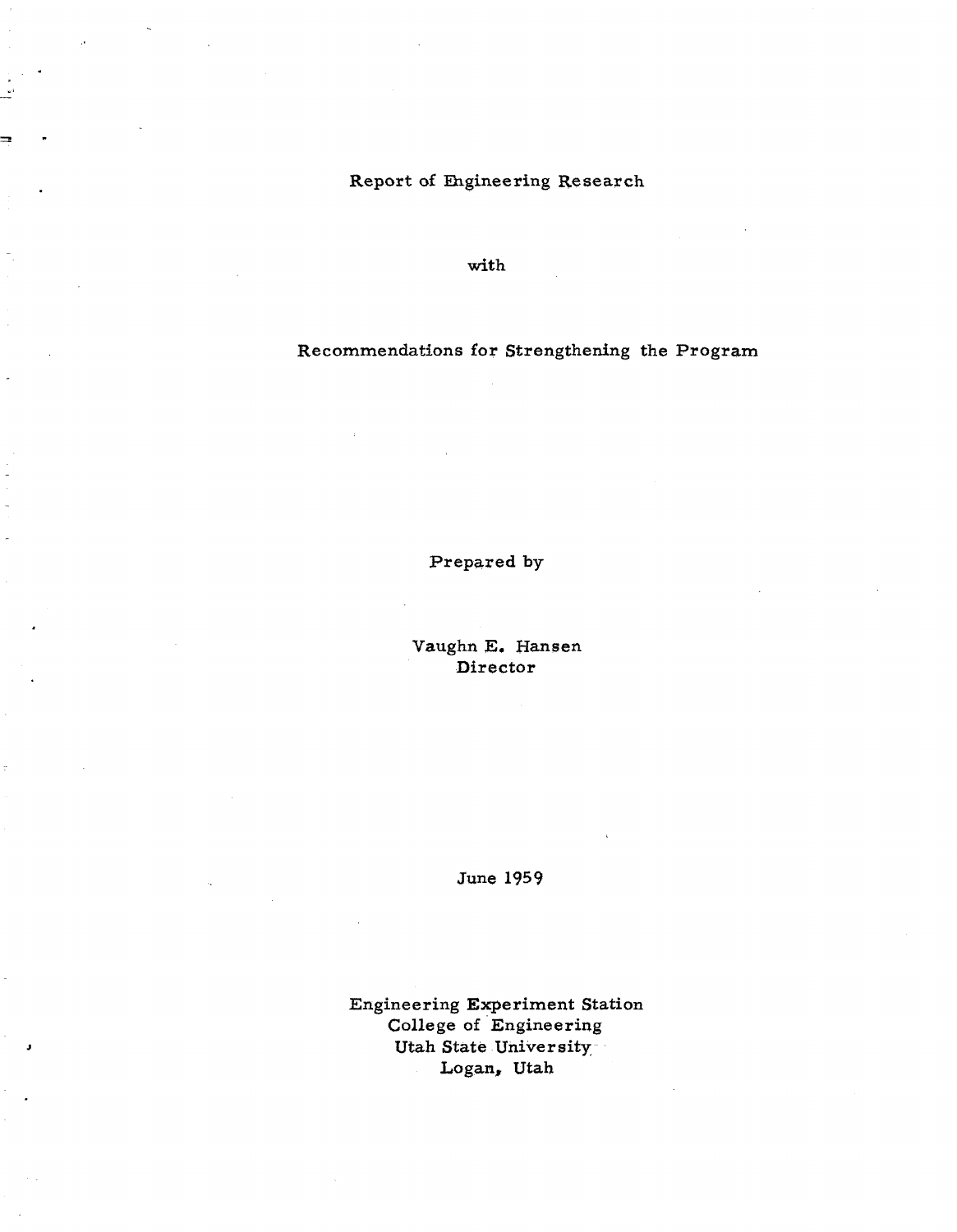# Report of Engineering Research

with

# Recommendations for Strengthening the Program

Prepared by

Vaughn E. Hansen
Director

June 1959

Engineering Experiment Station
College of Engineering
Utah State University
Logan, Utah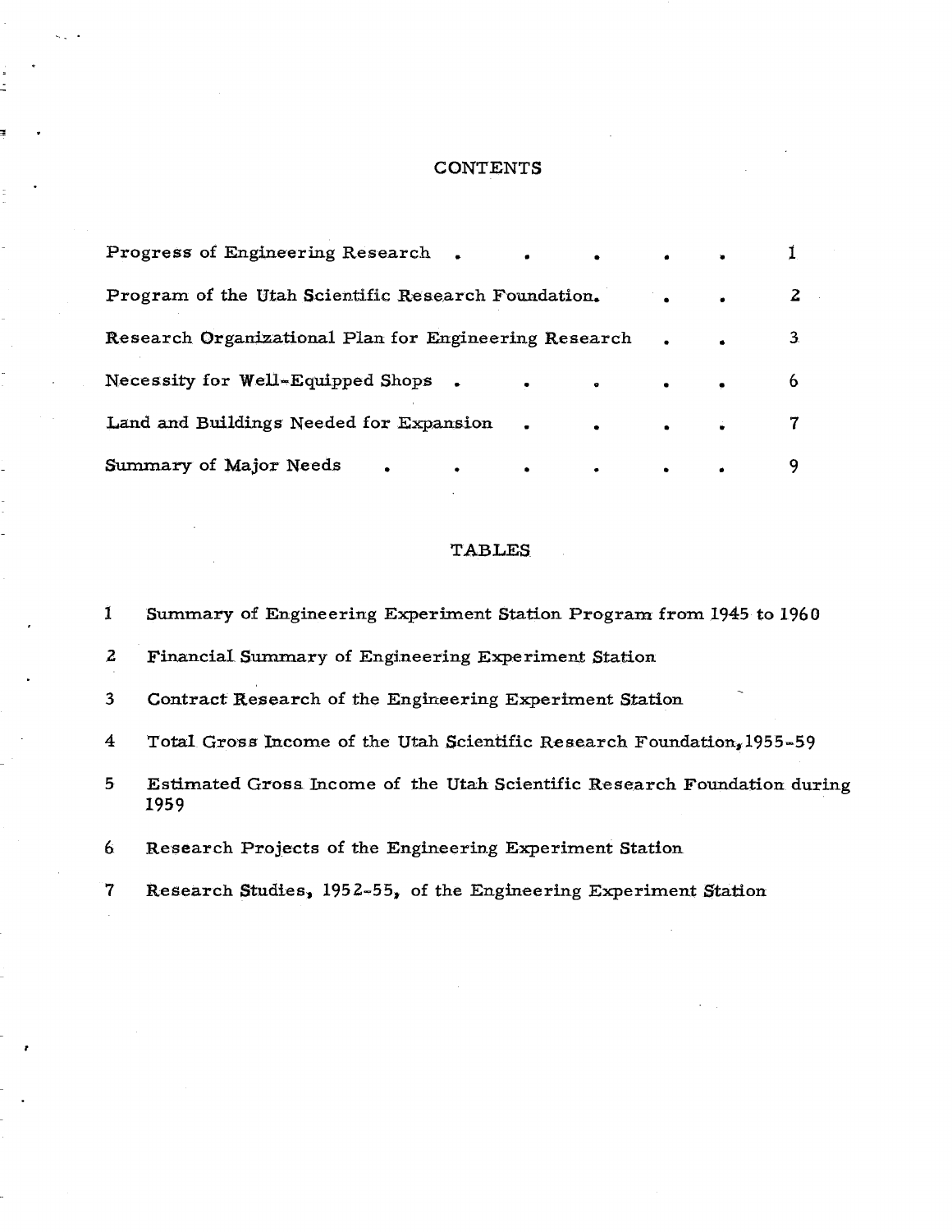# CONTENTS

| | |
|---|---|
| Progress of Engineering Research | 1 |
| Program of the Utah Scientific Research Foundation. | 2 |
| Research Organizational Plan for Engineering Research | 3 |
| Necessity for Well-Equipped Shops | 6 |
| Land and Buildings Needed for Expansion | 7 |
| Summary of Major Needs | 9 |

## TABLES

1 Summary of Engineering Experiment Station Program from 1945 to 1960

2 Financial Summary of Engineering Experiment Station

3 Contract Research of the Engineering Experiment Station

4 Total Gross Income of the Utah Scientific Research Foundation, 1955-59

5 Estimated Gross Income of the Utah Scientific Research Foundation during 1959

6 Research Projects of the Engineering Experiment Station

7 Research Studies, 1952-55, of the Engineering Experiment Station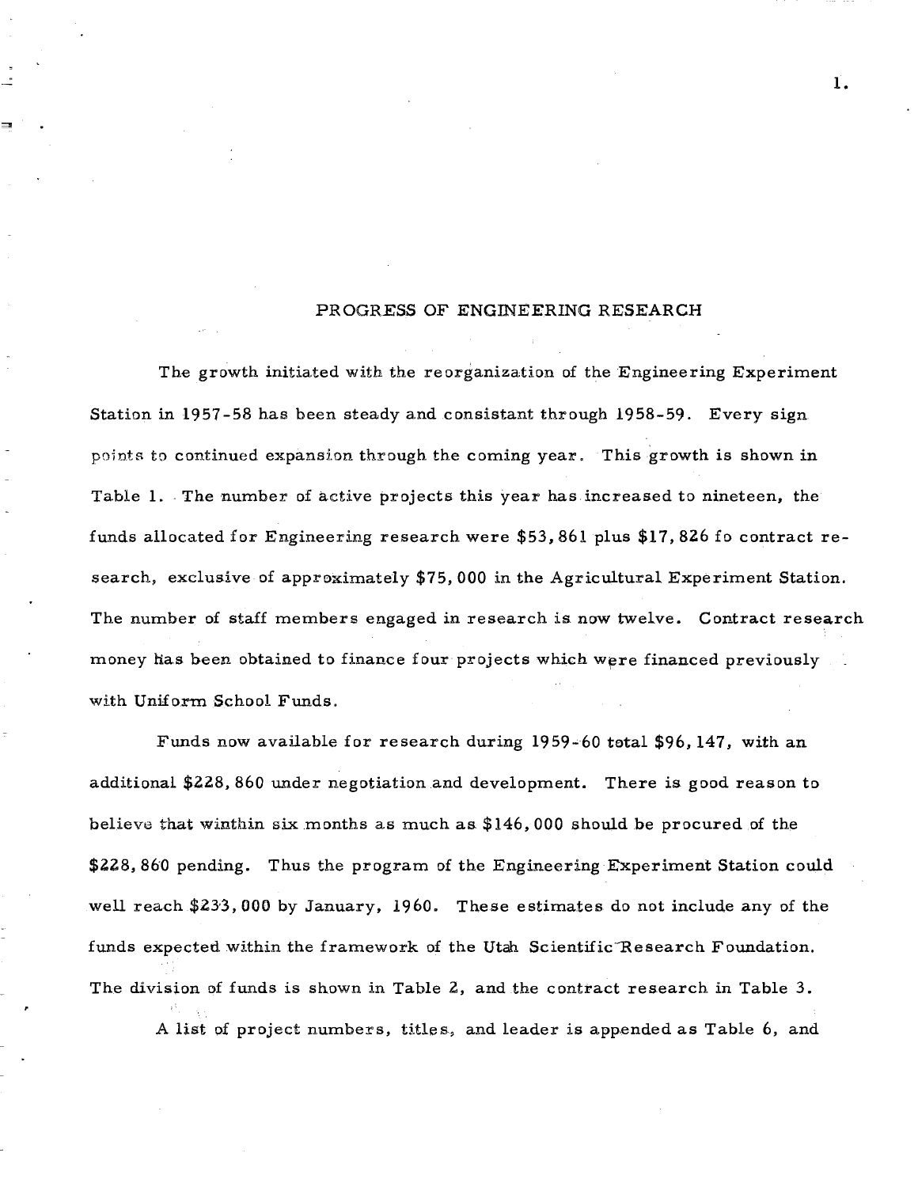## PROGRESS OF ENGINEERING RESEARCH

The growth initiated with the reorganization of the Engineering Experiment Station in 1957-58 has been steady and consistant through 1958-59. Every sign points to continued expansion through the coming year. This growth is shown in Table 1. The number of active projects this year has increased to nineteen, the funds allocated for Engineering research were $53,861 plus $17,826 fo contract research, exclusive of approximately $75,000 in the Agricultural Experiment Station. The number of staff members engaged in research is now twelve. Contract research money has been obtained to finance four projects which were financed previously with Uniform School Funds.

Funds now available for research during 1959-60 total $96,147, with an additional $228,860 under negotiation and development. There is good reason to believe that winthin six months as much as $146,000 should be procured of the $228,860 pending. Thus the program of the Engineering Experiment Station could well reach $233,000 by January, 1960. These estimates do not include any of the funds expected within the framework of the Utah Scientific Research Foundation. The division of funds is shown in Table 2, and the contract research in Table 3.

A list of project numbers, titles, and leader is appended as Table 6, and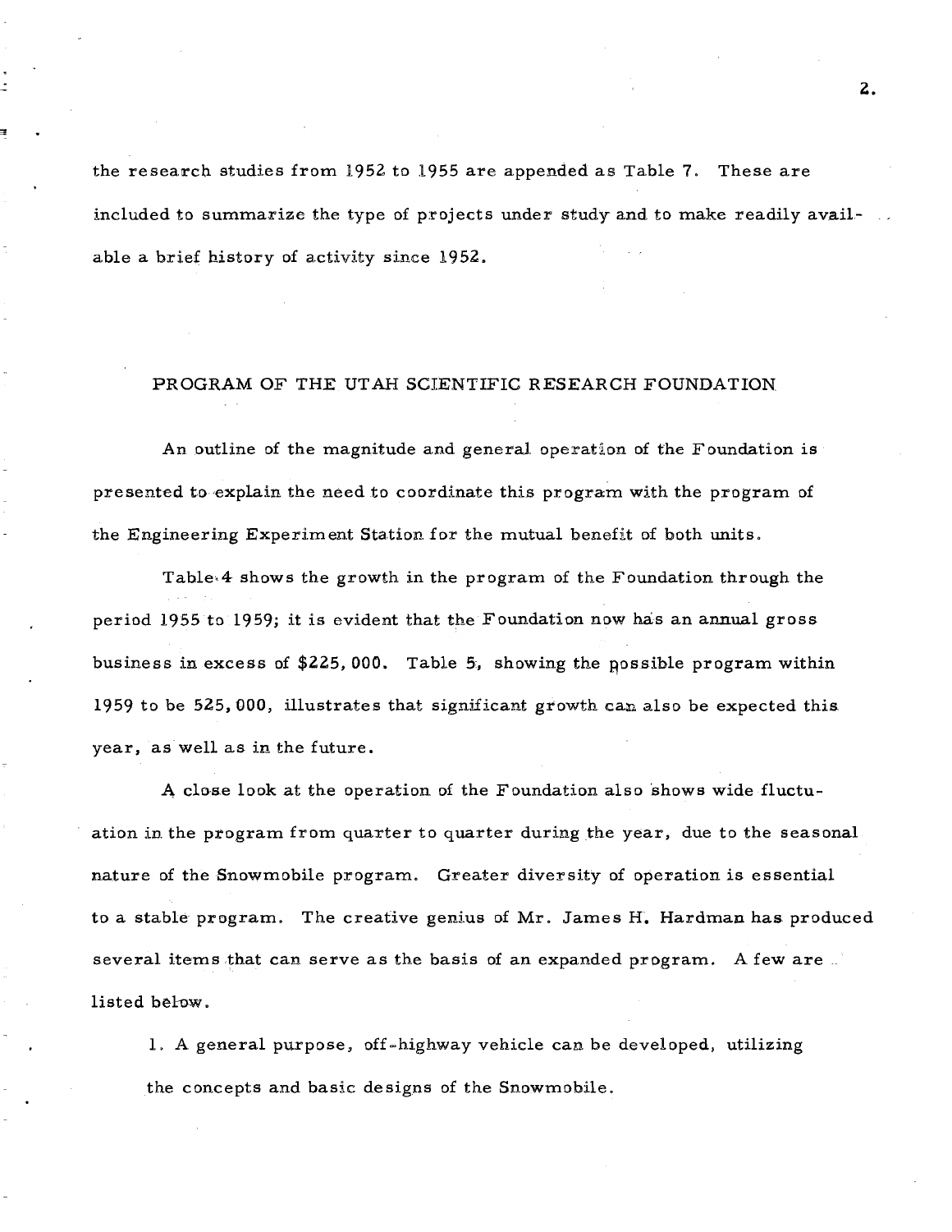the research studies from 1952 to 1955 are appended as Table 7. These are included to summarize the type of projects under study and to make readily available a brief history of activity since 1952.

## PROGRAM OF THE UTAH SCIENTIFIC RESEARCH FOUNDATION

An outline of the magnitude and general operation of the Foundation is presented to explain the need to coordinate this program with the program of the Engineering Experiment Station for the mutual benefit of both units.

Table 4 shows the growth in the program of the Foundation through the period 1955 to 1959; it is evident that the Foundation now has an annual gross business in excess of $225, 000. Table 5, showing the possible program within 1959 to be 525, 000, illustrates that significant growth can also be expected this year, as well as in the future.

A close look at the operation of the Foundation also shows wide fluctuation in the program from quarter to quarter during the year, due to the seasonal nature of the Snowmobile program. Greater diversity of operation is essential to a stable program. The creative genius of Mr. James H. Hardman has produced several items that can serve as the basis of an expanded program. A few are listed below.

1. A general purpose, off-highway vehicle can be developed, utilizing the concepts and basic designs of the Snowmobile.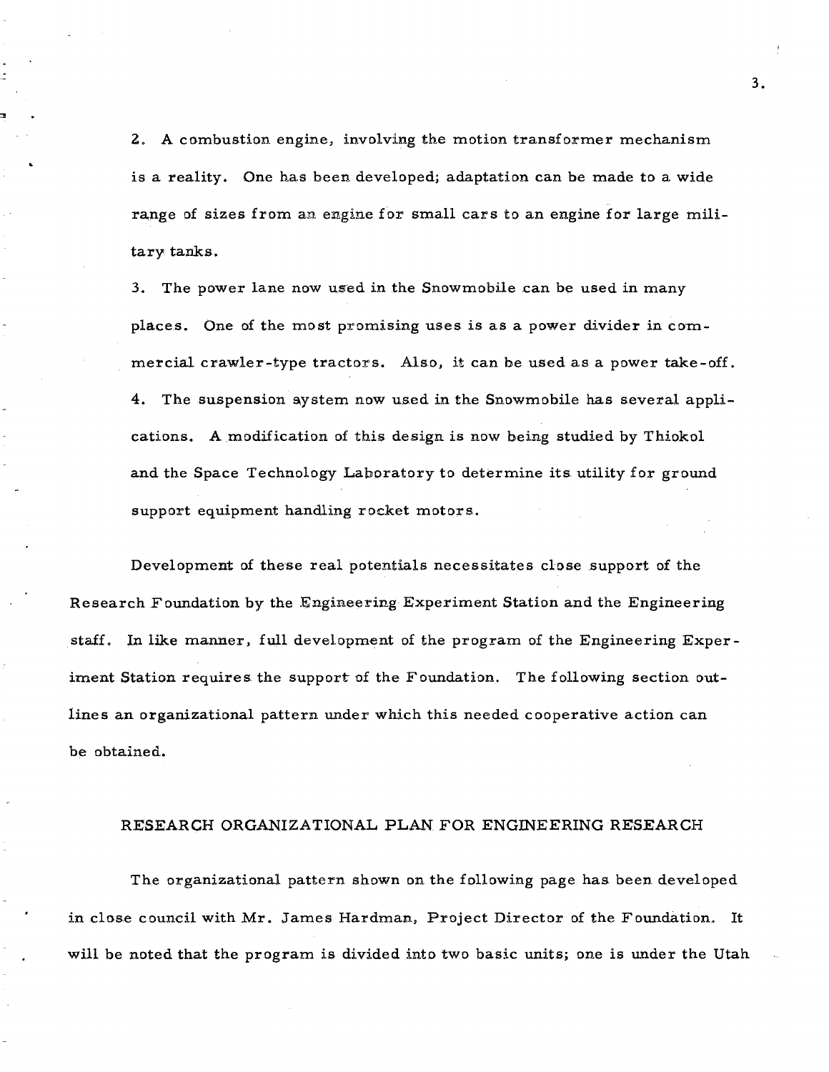2. A combustion engine, involving the motion transformer mechanism is a reality. One has been developed; adaptation can be made to a wide range of sizes from an engine for small cars to an engine for large military tanks.

3. The power lane now used in the Snowmobile can be used in many places. One of the most promising uses is as a power divider in commercial crawler-type tractors. Also, it can be used as a power take-off.

4. The suspension system now used in the Snowmobile has several applications. A modification of this design is now being studied by Thiokol and the Space Technology Laboratory to determine its utility for ground support equipment handling rocket motors.

Development of these real potentials necessitates close support of the Research Foundation by the Engineering Experiment Station and the Engineering staff. In like manner, full development of the program of the Engineering Experiment Station requires the support of the Foundation. The following section outlines an organizational pattern under which this needed cooperative action can be obtained.

## RESEARCH ORGANIZATIONAL PLAN FOR ENGINEERING RESEARCH

The organizational pattern shown on the following page has been developed in close council with Mr. James Hardman, Project Director of the Foundation. It will be noted that the program is divided into two basic units; one is under the Utah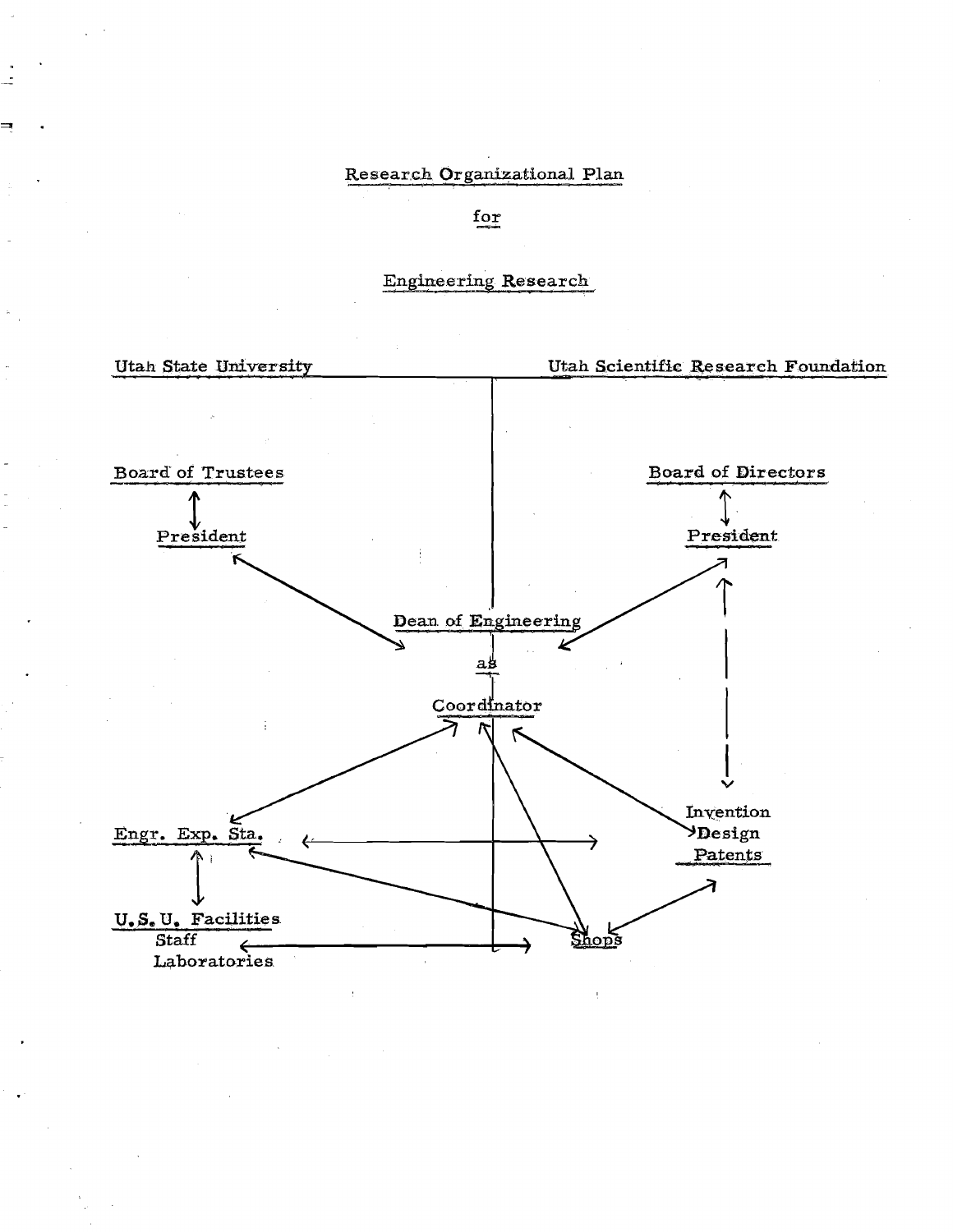# Research Organizational Plan

## for

## Engineering Research

Utah State University

Utah Scientific Research Foundation

Board of Trustees

President

Board of Directors

President

Dean of Engineering

as

Coordinator

Engr. Exp. Sta.

Invention
Design
Patents

U. S. U. Facilities
Staff
Laboratories

Shops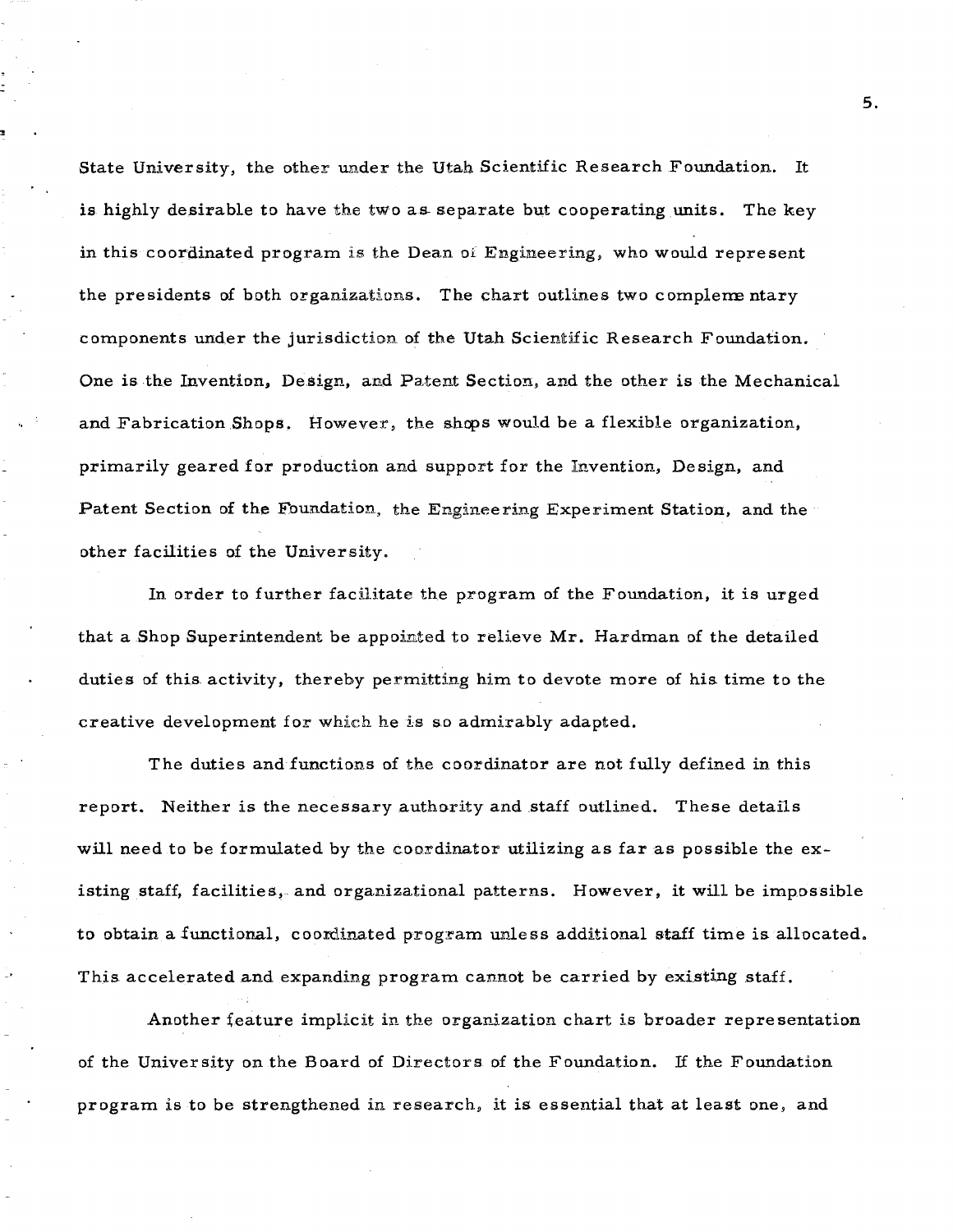State University, the other under the Utah Scientific Research Foundation. It is highly desirable to have the two as separate but cooperating units. The key in this coordinated program is the Dean of Engineering, who would represent the presidents of both organizations. The chart outlines two complementary components under the jurisdiction of the Utah Scientific Research Foundation. One is the Invention, Design, and Patent Section, and the other is the Mechanical and Fabrication Shops. However, the shops would be a flexible organization, primarily geared for production and support for the Invention, Design, and Patent Section of the Foundation, the Engineering Experiment Station, and the other facilities of the University.

In order to further facilitate the program of the Foundation, it is urged that a Shop Superintendent be appointed to relieve Mr. Hardman of the detailed duties of this activity, thereby permitting him to devote more of his time to the creative development for which he is so admirably adapted.

The duties and functions of the coordinator are not fully defined in this report. Neither is the necessary authority and staff outlined. These details will need to be formulated by the coordinator utilizing as far as possible the existing staff, facilities, and organizational patterns. However, it will be impossible to obtain a functional, coordinated program unless additional staff time is allocated. This accelerated and expanding program cannot be carried by existing staff.

Another feature implicit in the organization chart is broader representation of the University on the Board of Directors of the Foundation. If the Foundation program is to be strengthened in research, it is essential that at least one, and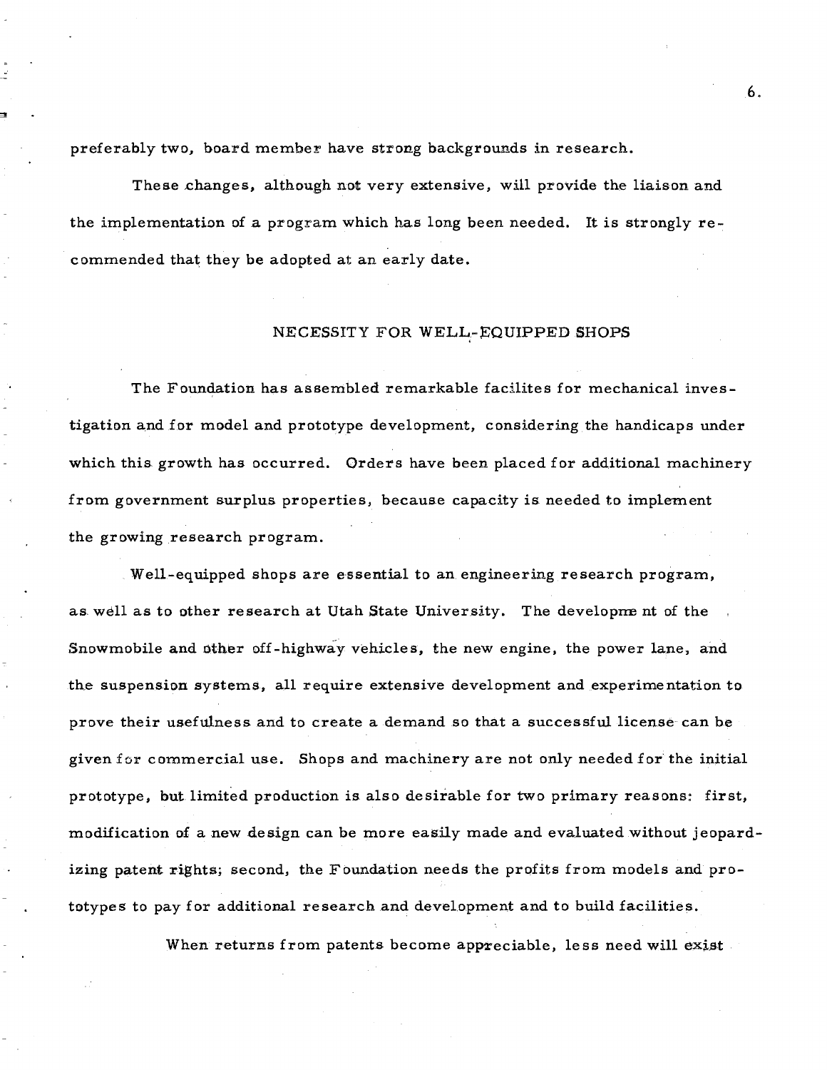preferably two, board member have strong backgrounds in research.

These changes, although not very extensive, will provide the liaison and the implementation of a program which has long been needed. It is strongly recommended that they be adopted at an early date.

## NECESSITY FOR WELL-EQUIPPED SHOPS

The Foundation has assembled remarkable facilites for mechanical investigation and for model and prototype development, considering the handicaps under which this growth has occurred. Orders have been placed for additional machinery from government surplus properties, because capacity is needed to implement the growing research program.

Well-equipped shops are essential to an engineering research program, as well as to other research at Utah State University. The development of the Snowmobile and other off-highway vehicles, the new engine, the power lane, and the suspension systems, all require extensive development and experimentation to prove their usefulness and to create a demand so that a successful license can be given for commercial use. Shops and machinery are not only needed for the initial prototype, but limited production is also desirable for two primary reasons: first, modification of a new design can be more easily made and evaluated without jeopardizing patent rights; second, the Foundation needs the profits from models and prototypes to pay for additional research and development and to build facilities.

When returns from patents become appreciable, less need will exist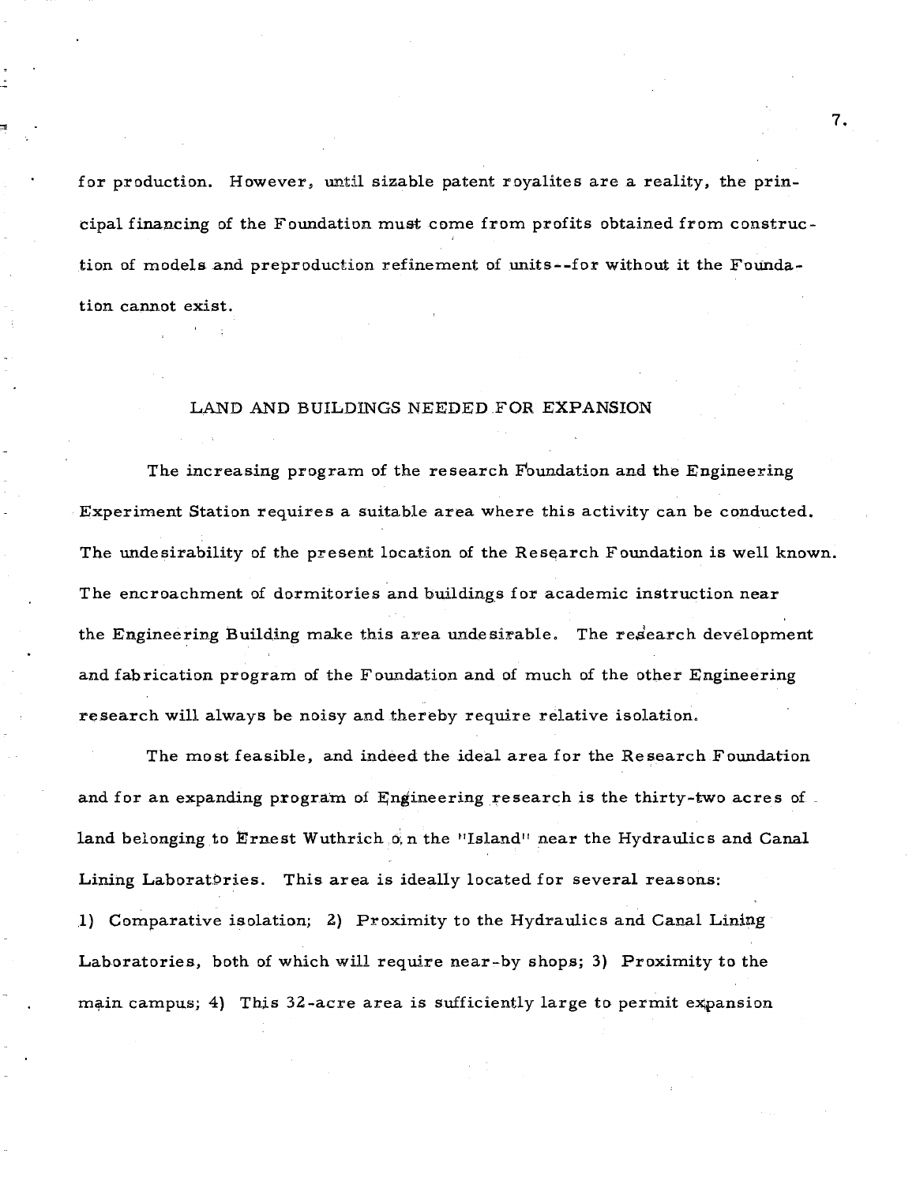for production. However, until sizable patent royalites are a reality, the principal financing of the Foundation must come from profits obtained from construction of models and preproduction refinement of units--for without it the Foundation cannot exist.

## LAND AND BUILDINGS NEEDED FOR EXPANSION

The increasing program of the research Foundation and the Engineering Experiment Station requires a suitable area where this activity can be conducted. The undesirability of the present location of the Research Foundation is well known. The encroachment of dormitories and buildings for academic instruction near the Engineering Building make this area undesirable. The research development and fabrication program of the Foundation and of much of the other Engineering research will always be noisy and thereby require relative isolation.

The most feasible, and indeed the ideal area for the Research Foundation and for an expanding program of Engineering research is the thirty-two acres of land belonging to Ernest Wuthrich on the "Island" near the Hydraulics and Canal Lining Laboratories. This area is ideally located for several reasons: 1) Comparative isolation; 2) Proximity to the Hydraulics and Canal Lining Laboratories, both of which will require near-by shops; 3) Proximity to the main campus; 4) This 32-acre area is sufficiently large to permit expansion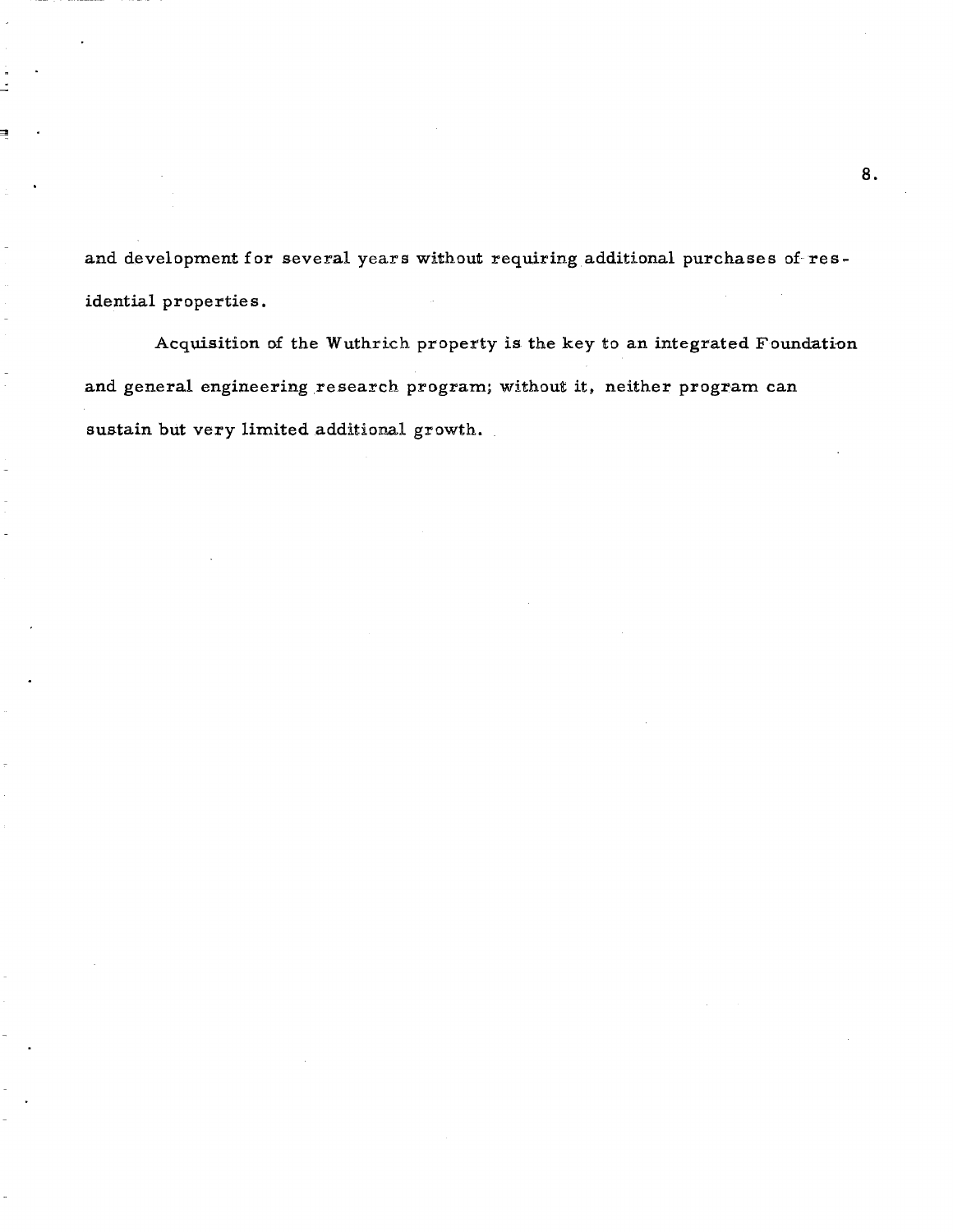and development for several years without requiring additional purchases of residential properties.

Acquisition of the Wuthrich property is the key to an integrated Foundation and general engineering research program; without it, neither program can sustain but very limited additional growth.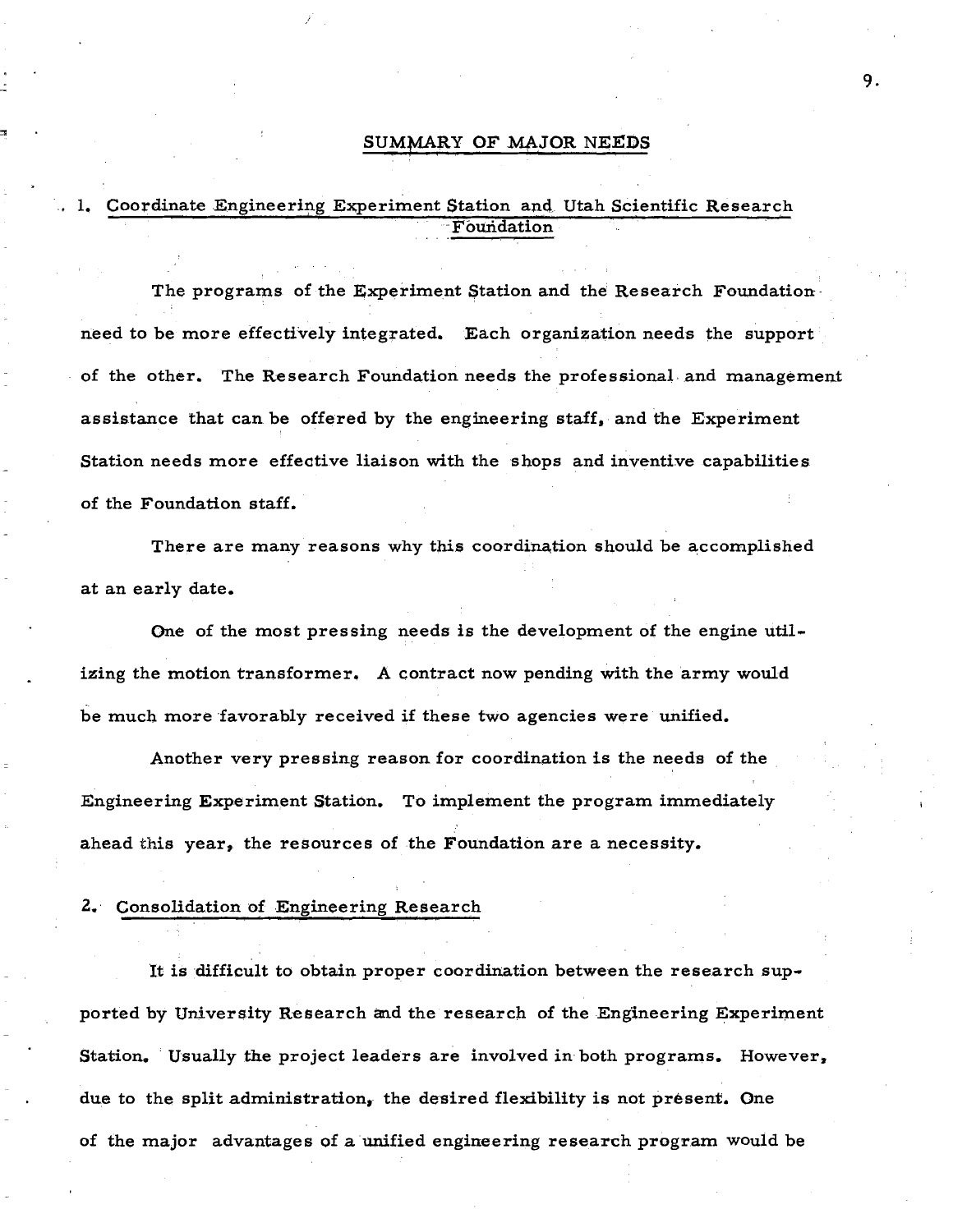# SUMMARY OF MAJOR NEEDS

## 1. Coordinate Engineering Experiment Station and Utah Scientific Research Foundation

The programs of the Experiment Station and the Research Foundation need to be more effectively integrated. Each organization needs the support of the other. The Research Foundation needs the professional and management assistance that can be offered by the engineering staff, and the Experiment Station needs more effective liaison with the shops and inventive capabilities of the Foundation staff.

There are many reasons why this coordination should be accomplished at an early date.

One of the most pressing needs is the development of the engine utilizing the motion transformer. A contract now pending with the army would be much more favorably received if these two agencies were unified.

Another very pressing reason for coordination is the needs of the Engineering Experiment Station. To implement the program immediately ahead this year, the resources of the Foundation are a necessity.

## 2. Consolidation of Engineering Research

It is difficult to obtain proper coordination between the research supported by University Research and the research of the Engineering Experiment Station. Usually the project leaders are involved in both programs. However, due to the split administration, the desired flexibility is not present. One of the major advantages of a unified engineering research program would be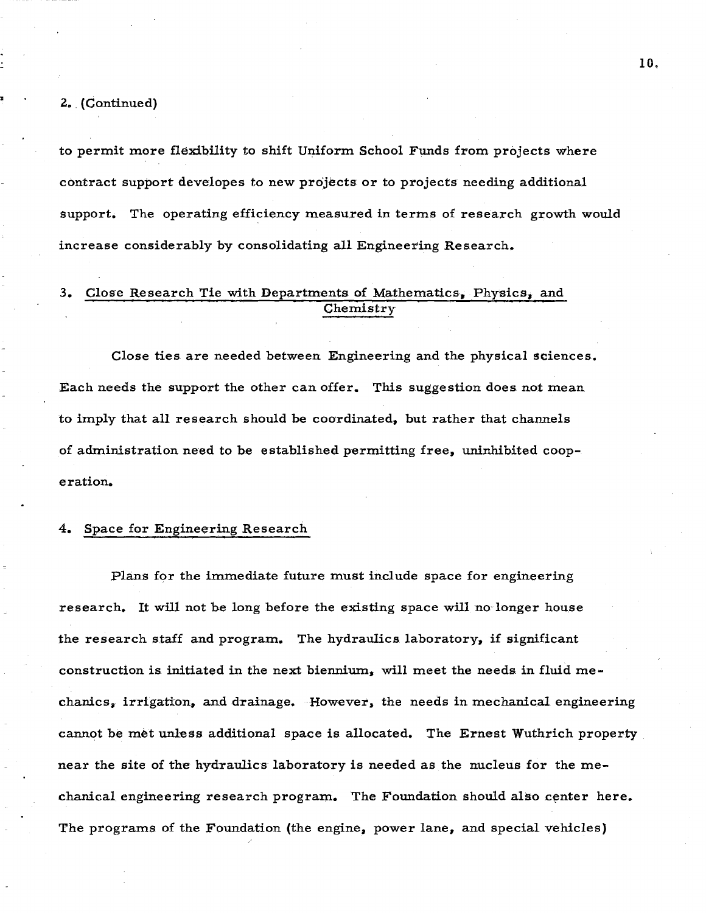2. (Continued)

to permit more flexibility to shift Uniform School Funds from projects where contract support developes to new projects or to projects needing additional support. The operating efficiency measured in terms of research growth would increase considerably by consolidating all Engineering Research.

3. <u>Close Research Tie with Departments of Mathematics, Physics, and Chemistry</u>

Close ties are needed between Engineering and the physical sciences. Each needs the support the other can offer. This suggestion does not mean to imply that all research should be coordinated, but rather that channels of administration need to be established permitting free, uninhibited cooperation.

4. <u>Space for Engineering Research</u>

Plans for the immediate future must include space for engineering research. It will not be long before the existing space will no longer house the research staff and program. The hydraulics laboratory, if significant construction is initiated in the next biennium, will meet the needs in fluid mechanics, irrigation, and drainage. However, the needs in mechanical engineering cannot be met unless additional space is allocated. The Ernest Wuthrich property near the site of the hydraulics laboratory is needed as the nucleus for the mechanical engineering research program. The Foundation should also center here. The programs of the Foundation (the engine, power lane, and special vehicles)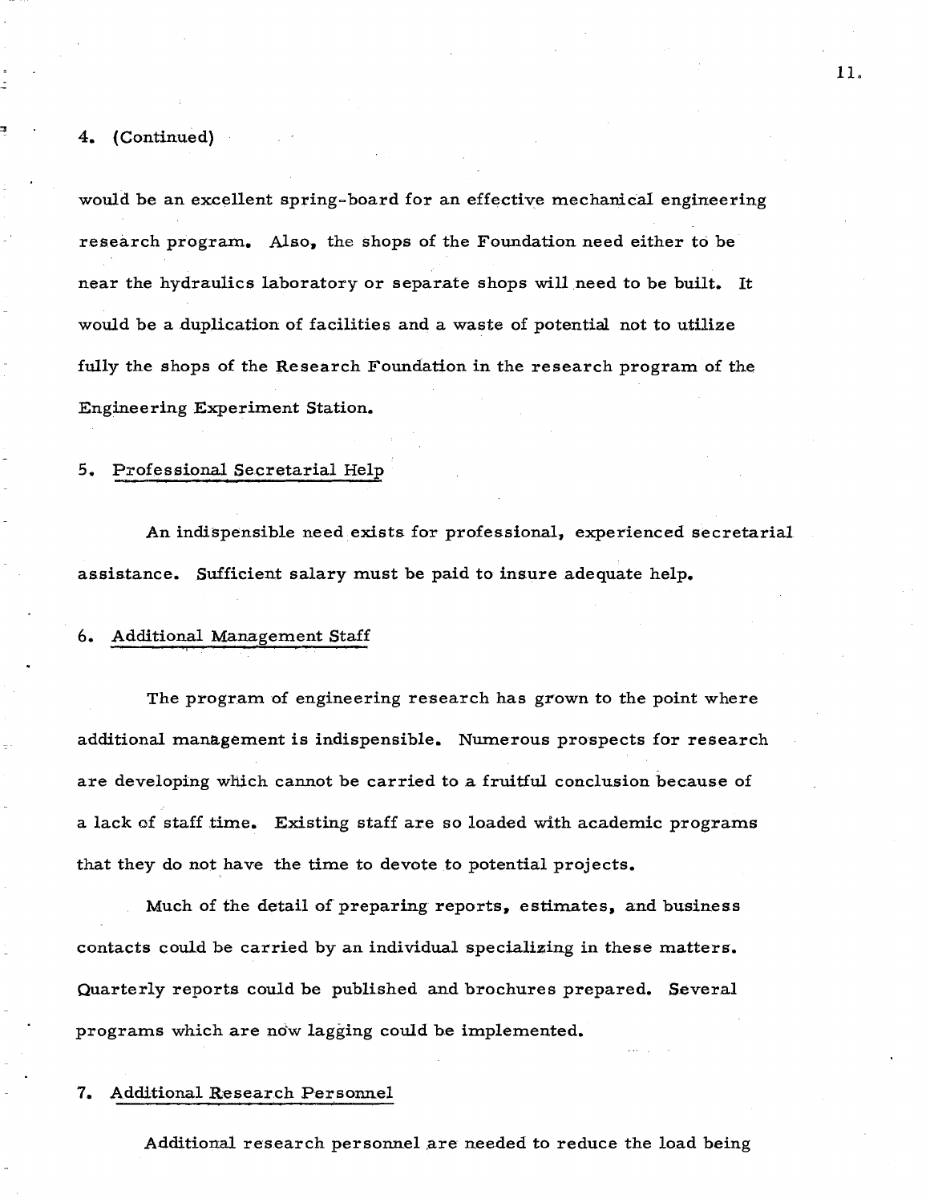4. (Continued)

would be an excellent spring-board for an effective mechanical engineering research program. Also, the shops of the Foundation need either to be near the hydraulics laboratory or separate shops will need to be built. It would be a duplication of facilities and a waste of potential not to utilize fully the shops of the Research Foundation in the research program of the Engineering Experiment Station.

5. Professional Secretarial Help

An indispensible need exists for professional, experienced secretarial assistance. Sufficient salary must be paid to insure adequate help.

6. Additional Management Staff

The program of engineering research has grown to the point where additional management is indispensible. Numerous prospects for research are developing which cannot be carried to a fruitful conclusion because of a lack of staff time. Existing staff are so loaded with academic programs that they do not have the time to devote to potential projects.

Much of the detail of preparing reports, estimates, and business contacts could be carried by an individual specializing in these matters. Quarterly reports could be published and brochures prepared. Several programs which are now lagging could be implemented.

7. Additional Research Personnel

Additional research personnel are needed to reduce the load being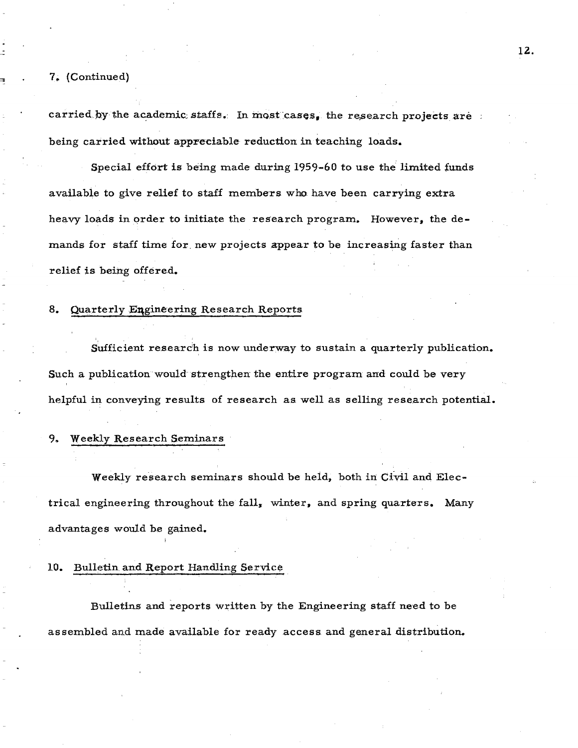7. (Continued)

carried by the academic staffs. In most cases, the research projects are being carried without appreciable reduction in teaching loads.

Special effort is being made during 1959-60 to use the limited funds available to give relief to staff members who have been carrying extra heavy loads in order to initiate the research program. However, the demands for staff time for new projects appear to be increasing faster than relief is being offered.

8. <u>Quarterly Engineering Research Reports</u>

Sufficient research is now underway to sustain a quarterly publication. Such a publication would strengthen the entire program and could be very helpful in conveying results of research as well as selling research potential.

9. <u>Weekly Research Seminars</u>

Weekly research seminars should be held, both in Civil and Electrical engineering throughout the fall, winter, and spring quarters. Many advantages would be gained.

10. <u>Bulletin and Report Handling Service</u>

Bulletins and reports written by the Engineering staff need to be assembled and made available for ready access and general distribution.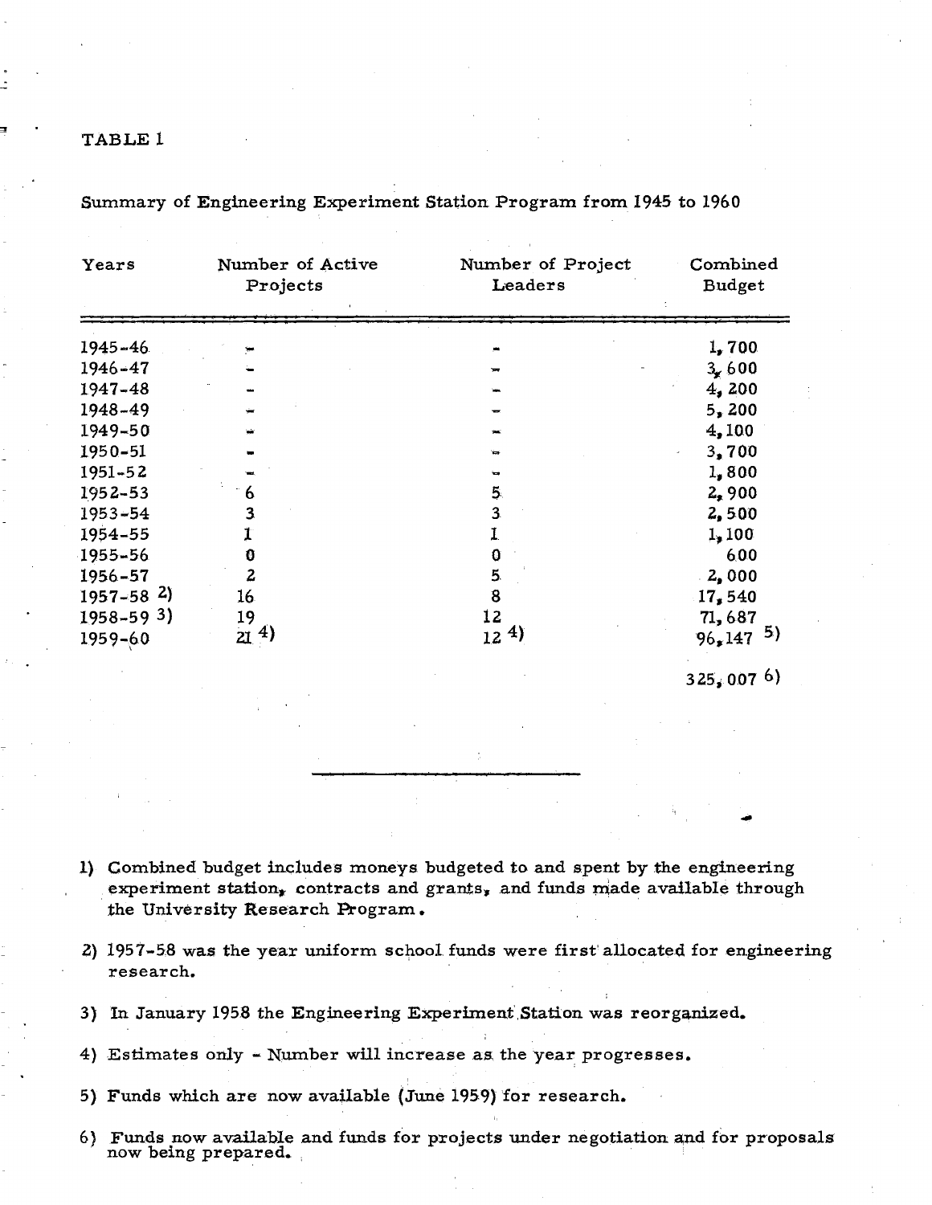TABLE 1

Summary of Engineering Experiment Station Program from 1945 to 1960

| Years | Number of Active Projects | Number of Project Leaders | Combined Budget |
|---|---|---|---|
| 1945-46 | - | - | 1,700 |
| 1946-47 | - | - | 3,600 |
| 1947-48 | - | - | 4,200 |
| 1948-49 | - | - | 5,200 |
| 1949-50 | - | - | 4,100 |
| 1950-51 | - | - | 3,700 |
| 1951-52 | - | - | 1,800 |
| 1952-53 | 6 | 5 | 2,900 |
| 1953-54 | 3 | 3 | 2,500 |
| 1954-55 | 1 | 1 | 1,100 |
| 1955-56 | 0 | 0 | 600 |
| 1956-57 | 2 | 5 | 2,000 |
| 1957-58 2) | 16 | 8 | 17,540 |
| 1958-59 3) | 19 | 12 | 71,687 |
| 1959-60 | 21 4) | 12 4) | 96,147 5) |
| | | | 325,007 6) |

1) Combined budget includes moneys budgeted to and spent by the engineering experiment station, contracts and grants, and funds made available through the University Research Program.

2) 1957-58 was the year uniform school funds were first allocated for engineering research.

3) In January 1958 the Engineering Experiment Station was reorganized.

4) Estimates only - Number will increase as the year progresses.

5) Funds which are now available (June 1959) for research.

6) Funds now available and funds for projects under negotiation and for proposals now being prepared.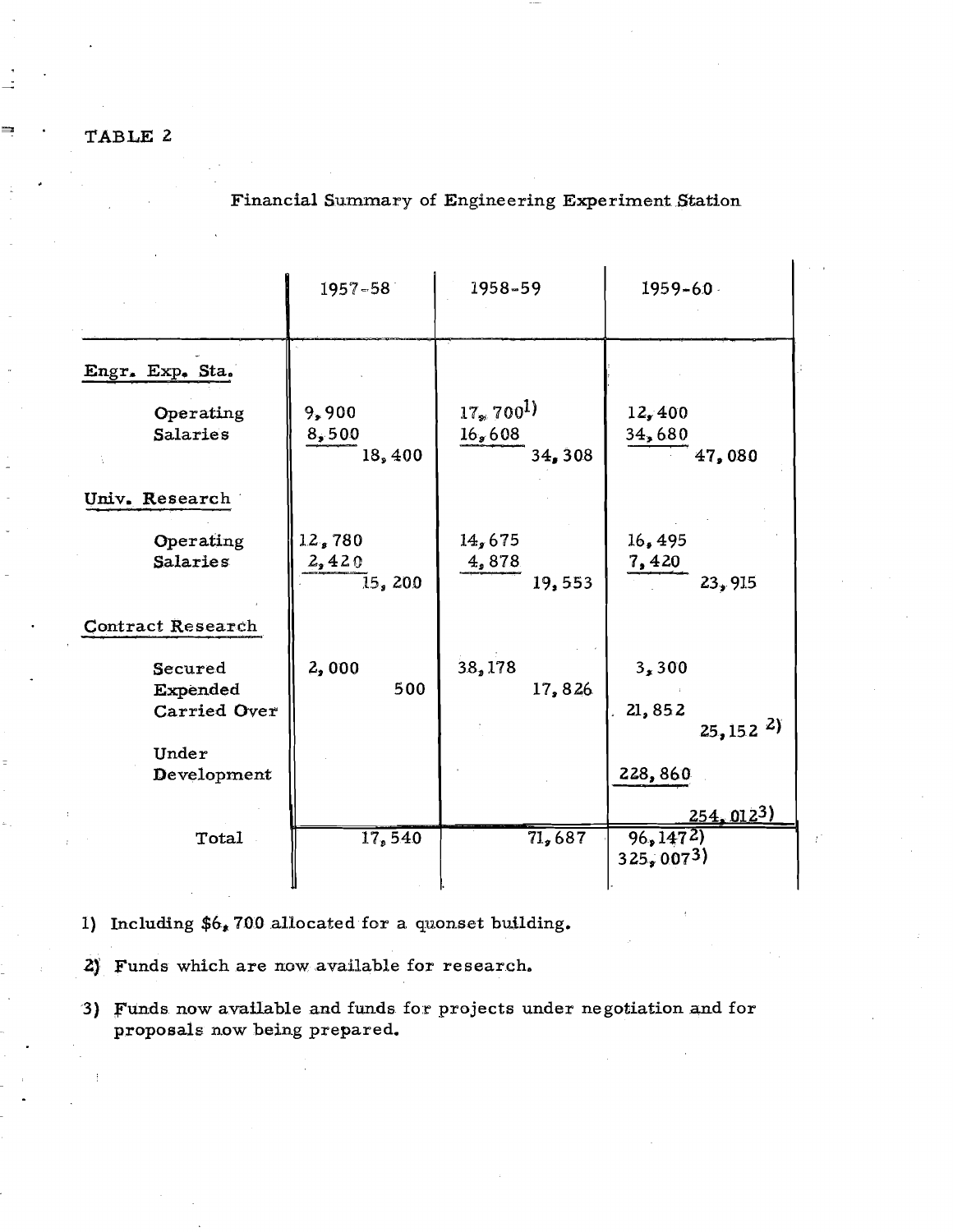TABLE 2

Financial Summary of Engineering Experiment Station

| | 1957-58 | | 1958-59 | | 1959-60 | |
|---|---|---|---|---|---|---|
| **Engr. Exp. Sta.** | | | | | | |
| Operating | 9,900 | | 17,700 1) | | 12,400 | |
| Salaries | 8,500 | 18,400 | 16,608 | 34,308 | 34,680 | 47,080 |
| **Univ. Research** | | | | | | |
| Operating | 12,780 | | 14,675 | | 16,495 | |
| Salaries | 2,420 | 15,200 | 4,878 | 19,553 | 7,420 | 23,915 |
| **Contract Research** | | | | | | |
| Secured | 2,000 | | 38,178 | | 3,300 | |
| Expended | | 500 | | 17,826 | | |
| Carried Over | | | | | 21,852 | 25,152 2) |
| Under Development | | | | | 228,860 | |
| | | | | | | 254,012 3) |
| Total | | 17,540 | | 71,687 | 96,147 2) | |
| | | | | | 325,007 3) | |

1) Including $6,700 allocated for a quonset building.

2) Funds which are now available for research.

3) Funds now available and funds for projects under negotiation and for proposals now being prepared.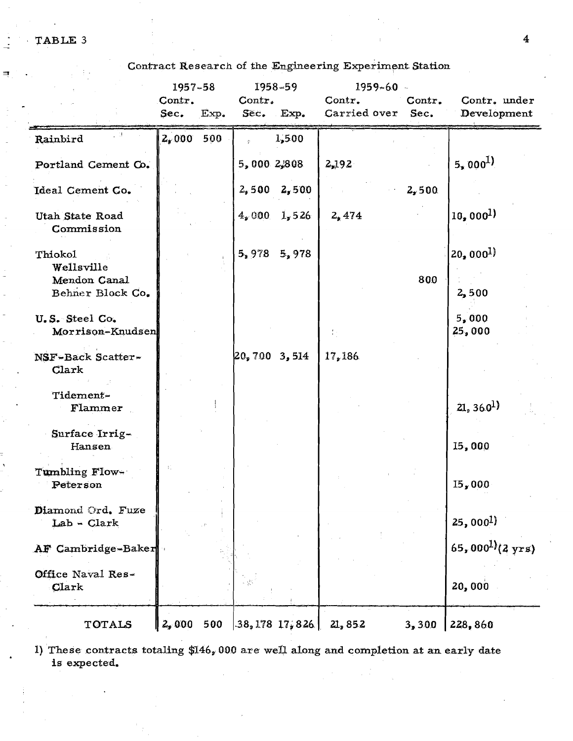TABLE 3

Contract Research of the Engineering Experiment Station

| | 1957-58 | | 1958-59 | | 1959-60 | | |
|---|---|---|---|---|---|---|---|
| | Contr. Sec. | Exp. | Contr. Sec. | Exp. | Contr. Carried over | Contr. Sec. | Contr. under Development |
| Rainbird | 2,000 | 500 | | 1,500 | | | |
| Portland Cement Co. | | | 5,000 | 2,808 | 2,192 | | 5,000 [1] |
| Ideal Cement Co. | | | 2,500 | 2,500 | | 2,500 | |
| Utah State Road Commission | | | 4,000 | 1,526 | 2,474 | | 10,000 [1] |
| Thiokol | | | 5,978 | 5,978 | | | 20,000 [1] |
| Wellsville Mendon Canal | | | | | | 800 | |
| Behner Block Co. | | | | | | | 2,500 |
| U.S. Steel Co. | | | | | | | 5,000 |
| Morrison-Knudsen | | | | | | | 25,000 |
| NSF-Back Scatter-Clark | | | 20,700 | 3,514 | 17,186 | | |
| Tidement-Flammer | | | | | | | 21,360 [1] |
| Surface Irrig-Hansen | | | | | | | 15,000 |
| Tumbling Flow-Peterson | | | | | | | 15,000 |
| Diamond Ord. Fuze Lab - Clark | | | | | | | 25,000 [1] |
| AF Cambridge-Baker | | | | | | | 65,000 [1] (2 yrs) |
| Office Naval Res-Clark | | | | | | | 20,000 |
| TOTALS | 2,000 | 500 | 38,178 | 17,826 | 21,852 | 3,300 | 228,860 |

1) These contracts totaling $146,000 are well along and completion at an early date is expected.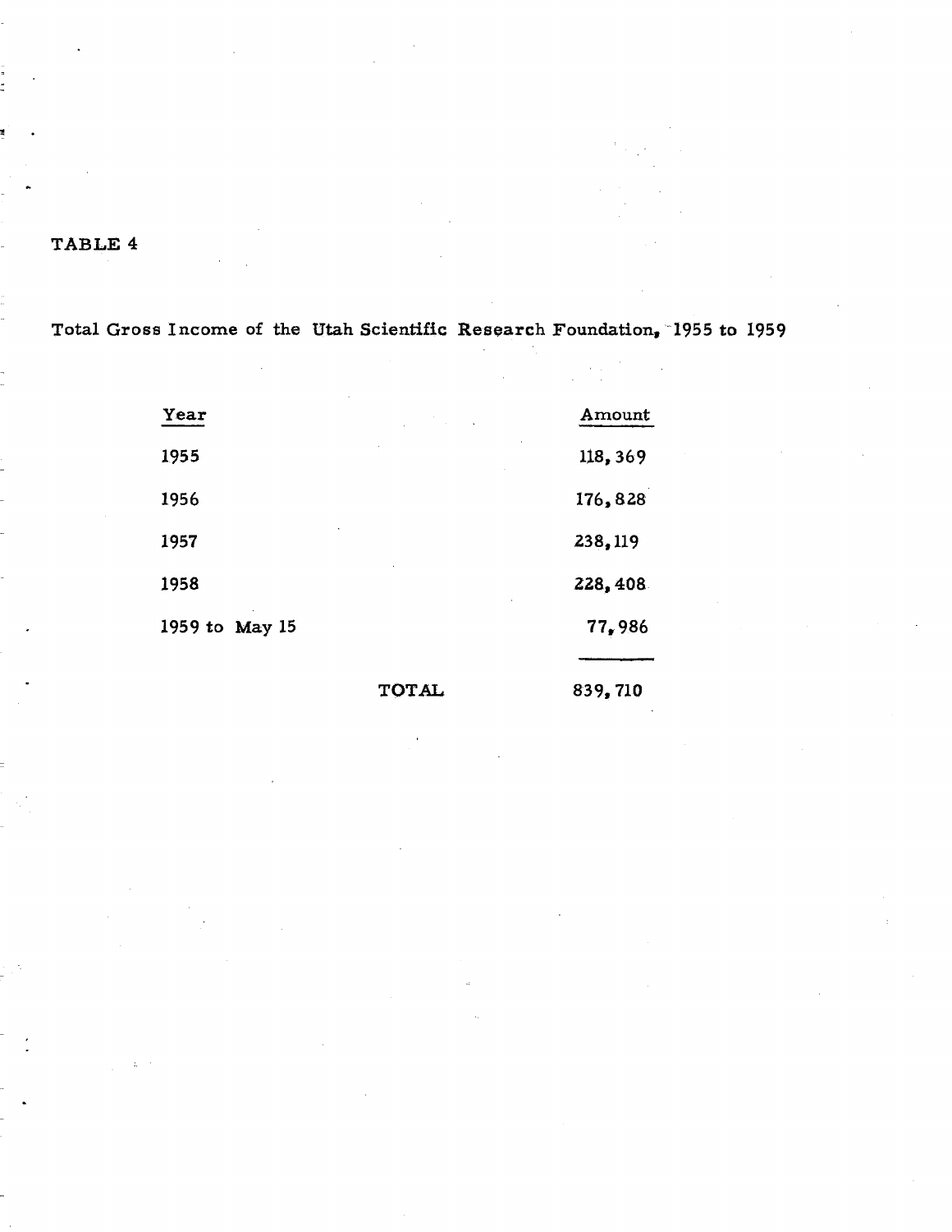TABLE 4

Total Gross Income of the Utah Scientific Research Foundation, 1955 to 1959

| Year | | Amount |
|---|---|---|
| 1955 | | 118,369 |
| 1956 | | 176,828 |
| 1957 | | 238,119 |
| 1958 | | 228,408 |
| 1959 to May 15 | | 77,986 |
| | TOTAL | 839,710 |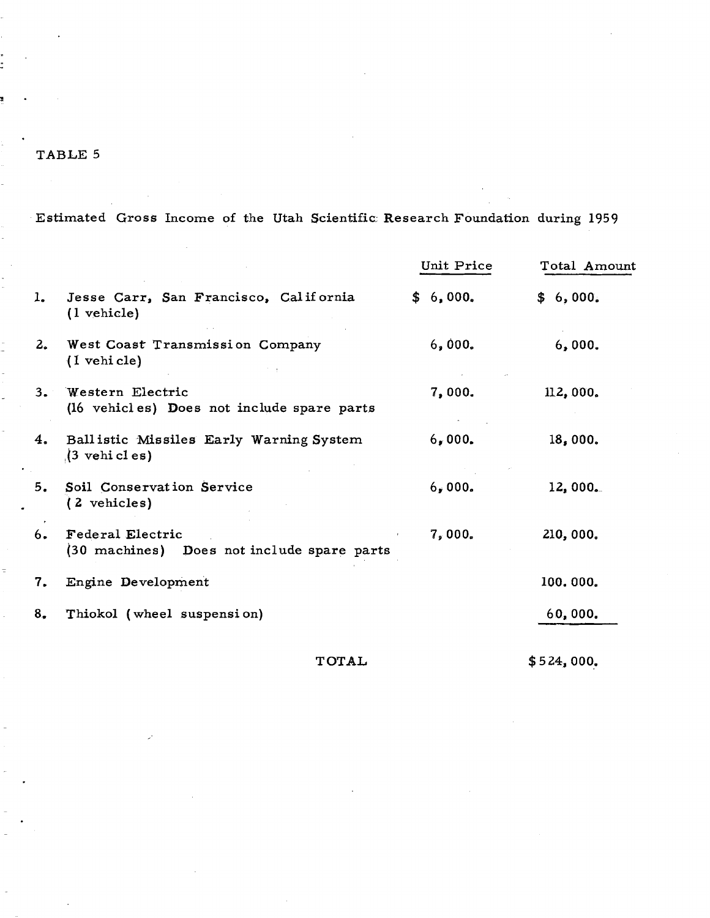TABLE 5

Estimated Gross Income of the Utah Scientific Research Foundation during 1959

| | | Unit Price | Total Amount |
|---|---|---|---|
| 1. | Jesse Carr, San Francisco, California (1 vehicle) | $ 6,000. | $ 6,000. |
| 2. | West Coast Transmission Company (1 vehicle) | 6,000. | 6,000. |
| 3. | Western Electric (16 vehicles) Does not include spare parts | 7,000. | 112,000. |
| 4. | Ballistic Missiles Early Warning System (3 vehicles) | 6,000. | 18,000. |
| 5. | Soil Conservation Service (2 vehicles) | 6,000. | 12,000. |
| 6. | Federal Electric (30 machines) Does not include spare parts | 7,000. | 210,000. |
| 7. | Engine Development | | 100.000. |
| 8. | Thiokol (wheel suspension) | | 60,000. |
| | TOTAL | | $524,000. |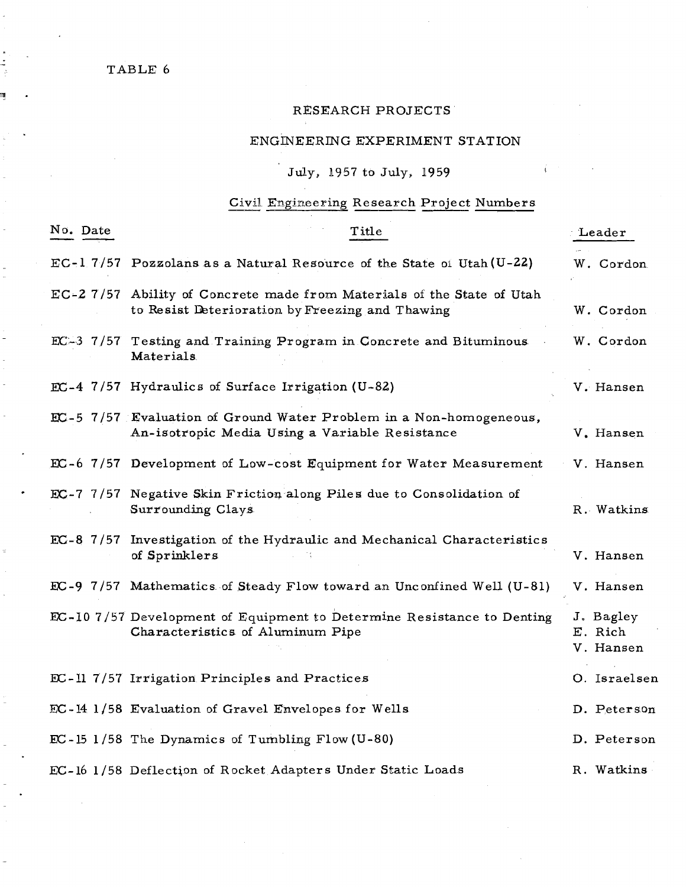TABLE 6

# RESEARCH PROJECTS

## ENGINEERING EXPERIMENT STATION

### July, 1957 to July, 1959

### Civil Engineering Research Project Numbers

| No. | Date | Title | Leader |
|---|---|---|---|
| EC-1 | 7/57 | Pozzolans as a Natural Resource of the State of Utah (U-22) | W. Cordon |
| EC-2 | 7/57 | Ability of Concrete made from Materials of the State of Utah to Resist Deterioration by Freezing and Thawing | W. Cordon |
| EC-3 | 7/57 | Testing and Training Program in Concrete and Bituminous Materials | W. Cordon |
| EC-4 | 7/57 | Hydraulics of Surface Irrigation (U-82) | V. Hansen |
| EC-5 | 7/57 | Evaluation of Ground Water Problem in a Non-homogeneous, An-isotropic Media Using a Variable Resistance | V. Hansen |
| EC-6 | 7/57 | Development of Low-cost Equipment for Water Measurement | V. Hansen |
| EC-7 | 7/57 | Negative Skin Friction along Piles due to Consolidation of Surrounding Clays | R. Watkins |
| EC-8 | 7/57 | Investigation of the Hydraulic and Mechanical Characteristics of Sprinklers | V. Hansen |
| EC-9 | 7/57 | Mathematics of Steady Flow toward an Unconfined Well (U-81) | V. Hansen |
| EC-10 | 7/57 | Development of Equipment to Determine Resistance to Denting Characteristics of Aluminum Pipe | J. Bagley<br>E. Rich<br>V. Hansen |
| EC-11 | 7/57 | Irrigation Principles and Practices | O. Israelsen |
| EC-14 | 1/58 | Evaluation of Gravel Envelopes for Wells | D. Peterson |
| EC-15 | 1/58 | The Dynamics of Tumbling Flow (U-80) | D. Peterson |
| EC-16 | 1/58 | Deflection of Rocket Adapters Under Static Loads | R. Watkins |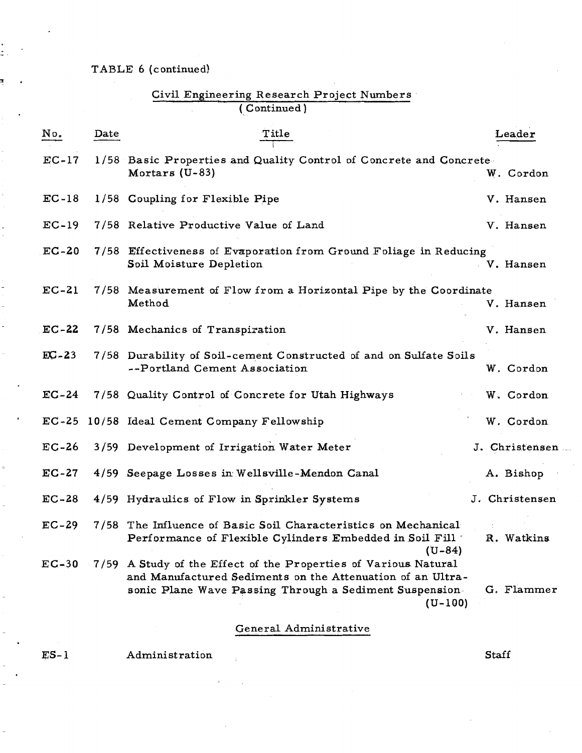TABLE 6 (continued)

Civil Engineering Research Project Numbers
(Continued)

| No. | Date | Title | Leader |
|---|---|---|---|
| EC-17 | 1/58 | Basic Properties and Quality Control of Concrete and Concrete Mortars (U-83) | W. Cordon |
| EC-18 | 1/58 | Coupling for Flexible Pipe | V. Hansen |
| EC-19 | 7/58 | Relative Productive Value of Land | V. Hansen |
| EC-20 | 7/58 | Effectiveness of Evaporation from Ground Foliage in Reducing Soil Moisture Depletion | V. Hansen |
| EC-21 | 7/58 | Measurement of Flow from a Horizontal Pipe by the Coordinate Method | V. Hansen |
| EC-22 | 7/58 | Mechanics of Transpiration | V. Hansen |
| EC-23 | 7/58 | Durability of Soil-cement Constructed of and on Sulfate Soils --Portland Cement Association | W. Cordon |
| EC-24 | 7/58 | Quality Control of Concrete for Utah Highways | W. Cordon |
| EC-25 | 10/58 | Ideal Cement Company Fellowship | W. Cordon |
| EC-26 | 3/59 | Development of Irrigation Water Meter | J. Christensen |
| EC-27 | 4/59 | Seepage Losses in Wellsville-Mendon Canal | A. Bishop |
| EC-28 | 4/59 | Hydraulics of Flow in Sprinkler Systems | J. Christensen |
| EC-29 | 7/58 | The Influence of Basic Soil Characteristics on Mechanical Performance of Flexible Cylinders Embedded in Soil Fill (U-84) | R. Watkins |
| EC-30 | 7/59 | A Study of the Effect of the Properties of Various Natural and Manufactured Sediments on the Attenuation of an Ultrasonic Plane Wave Passing Through a Sediment Suspension (U-100) | G. Flammer |
| | | **General Administrative** | |
| ES-1 | | Administration | Staff |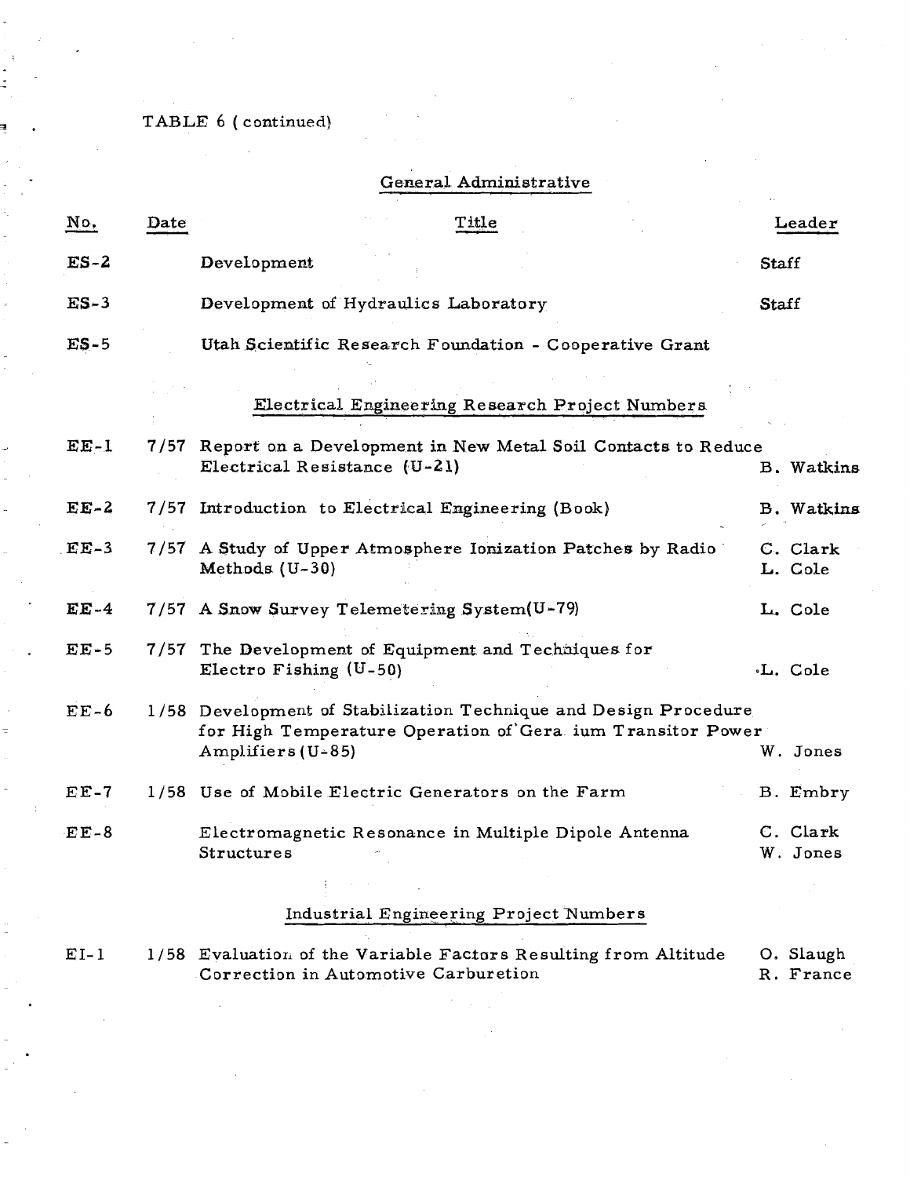TABLE 6 (continued)

## General Administrative

| No. | Date | Title | Leader |
|---|---|---|---|
| ES-2 | | Development | Staff |
| ES-3 | | Development of Hydraulics Laboratory | Staff |
| ES-5 | | Utah Scientific Research Foundation - Cooperative Grant | |

## Electrical Engineering Research Project Numbers

| No. | Date | Title | Leader |
|---|---|---|---|
| EE-1 | 7/57 | Report on a Development in New Metal Soil Contacts to Reduce Electrical Resistance (U-21) | B. Watkins |
| EE-2 | 7/57 | Introduction to Electrical Engineering (Book) | B. Watkins |
| EE-3 | 7/57 | A Study of Upper Atmosphere Ionization Patches by Radio Methods (U-30) | C. Clark<br>L. Cole |
| EE-4 | 7/57 | A Snow Survey Telemetering System(U-79) | L. Cole |
| EE-5 | 7/57 | The Development of Equipment and Techniques for Electro Fishing (U-50) | L. Cole |
| EE-6 | 1/58 | Development of Stabilization Technique and Design Procedure for High Temperature Operation of Gera ium Transitor Power Amplifiers (U-85) | W. Jones |
| EE-7 | 1/58 | Use of Mobile Electric Generators on the Farm | B. Embry |
| EE-8 | | Electromagnetic Resonance in Multiple Dipole Antenna Structures | C. Clark<br>W. Jones |

## Industrial Engineering Project Numbers

| No. | Date | Title | Leader |
|---|---|---|---|
| EI-1 | 1/58 | Evaluation of the Variable Factors Resulting from Altitude Correction in Automotive Carburetion | O. Slaugh<br>R. France |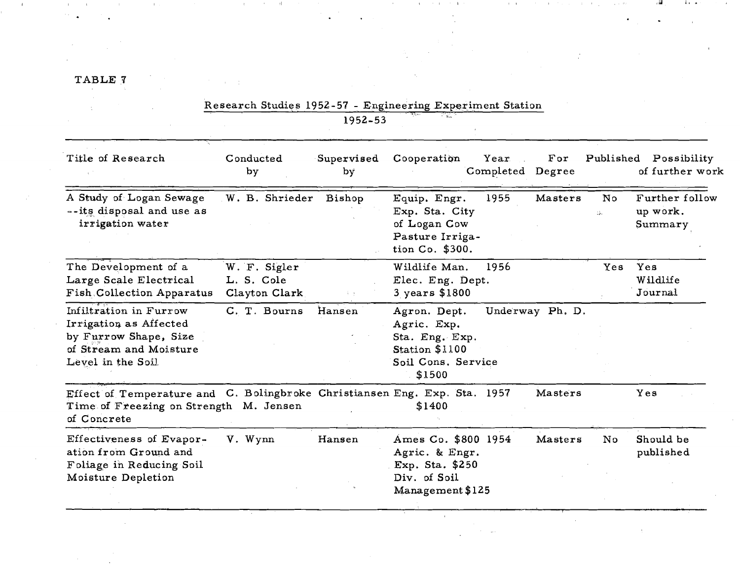TABLE 7

Research Studies 1952-57 - Engineering Experiment Station

1952-53

| Title of Research | Conducted by | Supervised by | Cooperation | Year Completed | For Degree | Published | Possibility of further work |
|---|---|---|---|---|---|---|---|
| A Study of Logan Sewage --its disposal and use as irrigation water | W. B. Shrieder | Bishop | Equip. Engr. Exp. Sta. City of Logan Cow Pasture Irrigation Co. $300. | 1955 | Masters | No | Further follow up work. Summary |
| The Development of a Large Scale Electrical Fish Collection Apparatus | W. F. Sigler L. S. Cole Clayton Clark | | Wildlife Man. Elec. Eng. Dept. 3 years $1800 | 1956 | | Yes | Yes Wildlife Journal |
| Infiltration in Furrow Irrigation as Affected by Furrow Shape, Size of Stream and Moisture Level in the Soil | C. T. Bourns | Hansen | Agron. Dept. Agric. Exp. Sta. Eng. Exp. Station $1100 Soil Cons. Service $1500 | Underway | Ph. D. | | |
| Effect of Temperature and Time of Freezing on Strength of Concrete | C. Bolingbroke M. Jensen | Christiansen | Eng. Exp. Sta. $1400 | 1957 | Masters | | Yes |
| Effectiveness of Evaporation from Ground and Foliage in Reducing Soil Moisture Depletion | V. Wynn | Hansen | Ames Co. $800 Agric. & Engr. Exp. Sta. $250 Div. of Soil Management $125 | 1954 | Masters | No | Should be published |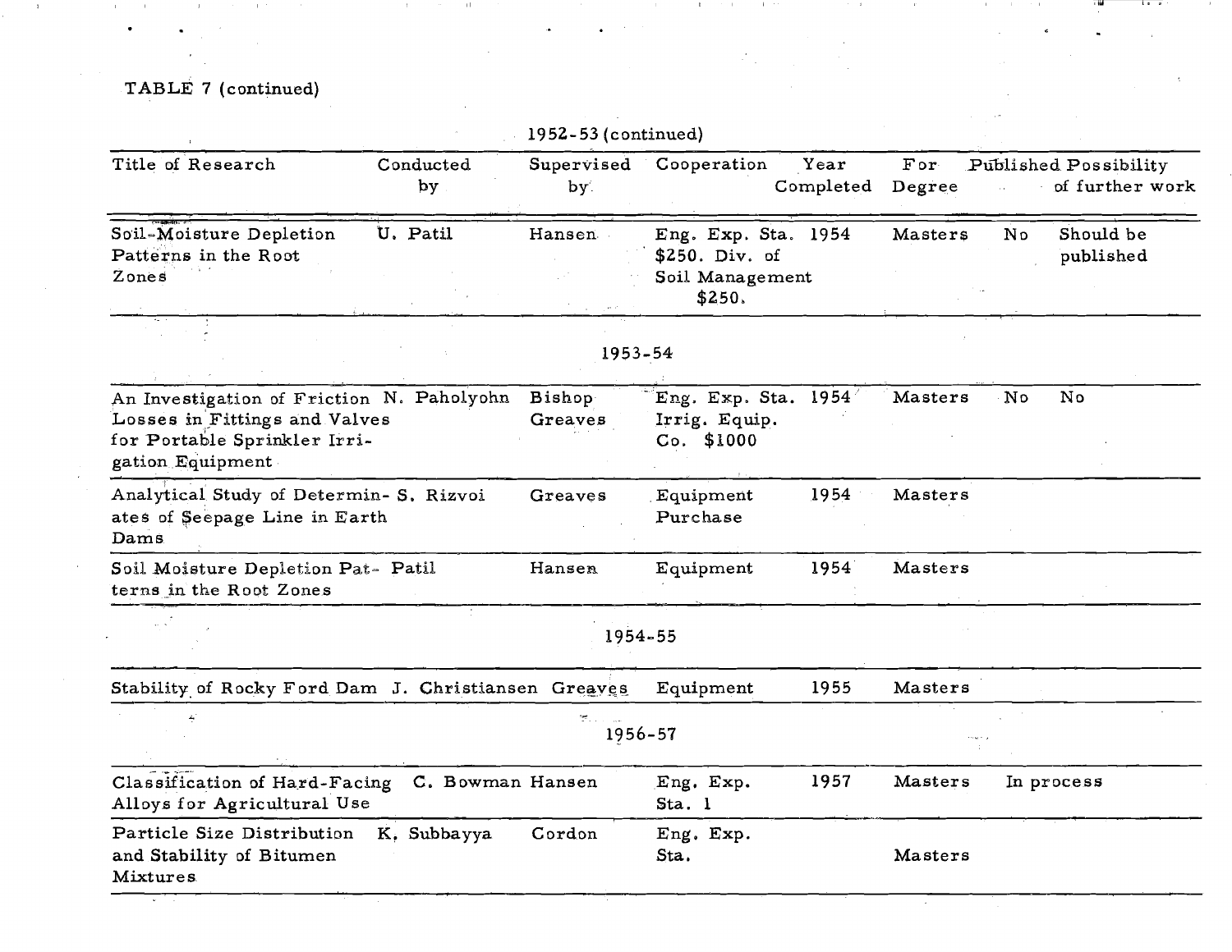TABLE 7 (continued)

| Title of Research | Conducted by | Supervised by | Cooperation | Year Completed | For Degree | Published | Possibility of further work |
|---|---|---|---|---|---|---|---|
| **1952-53 (continued)** | | | | | | | |
| Soil-Moisture Depletion Patterns in the Root Zones | U. Patil | Hansen | Eng. Exp. Sta. $250. Div. of Soil Management $250. | 1954 | Masters | No | Should be published |
| **1953-54** | | | | | | | |
| An Investigation of Friction Losses in Fittings and Valves for Portable Sprinkler Irrigation Equipment | N. Paholyohn | Bishop Greaves | Eng. Exp. Sta. Irrig. Equip. Co. $1000 | 1954 | Masters | No | No |
| Analytical Study of Determinates of Seepage Line in Earth Dams | S. Rizvoi | Greaves | Equipment Purchase | 1954 | Masters | | |
| Soil Moisture Depletion Patterns in the Root Zones | Patil | Hansen | Equipment | 1954 | Masters | | |
| **1954-55** | | | | | | | |
| Stability of Rocky Ford Dam | J. Christiansen | Greaves | Equipment | 1955 | Masters | | |
| **1956-57** | | | | | | | |
| Classification of Hard-Facing Alloys for Agricultural Use | C. Bowman | Hansen | Eng. Exp. Sta. 1 | 1957 | Masters | In process | |
| Particle Size Distribution and Stability of Bitumen Mixtures | K. Subbayya | Cordon | Eng. Exp. Sta. | | Masters | | |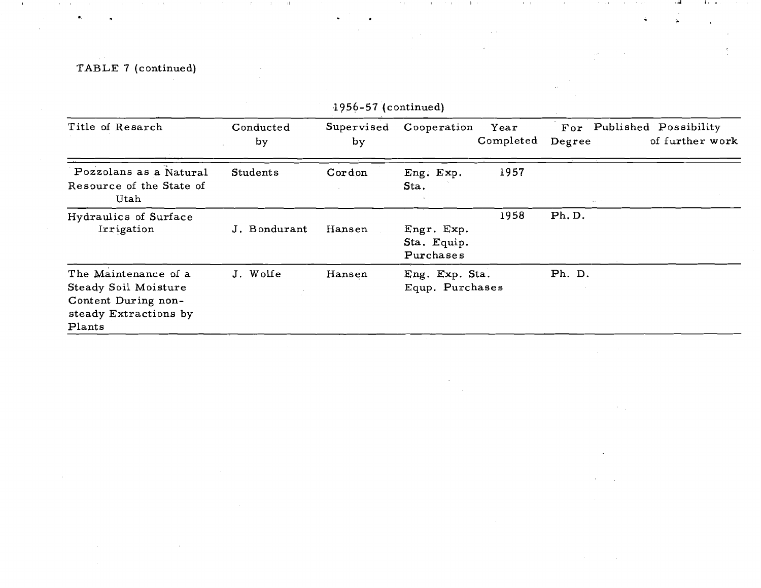TABLE 7 (continued)

1956-57 (continued)

| Title of Resarch | Conducted by | Supervised by | Cooperation | Year Completed | For Degree | Published | Possibility of further work |
|---|---|---|---|---|---|---|---|
| Pozzolans as a Natural Resource of the State of Utah | Students | Cordon | Eng. Exp. Sta. | 1957 | | | |
| Hydraulics of Surface Irrigation | J. Bondurant | Hansen | Engr. Exp. Sta. Equip. Purchases | 1958 | Ph.D. | | |
| The Maintenance of a Steady Soil Moisture Content During non-steady Extractions by Plants | J. Wolfe | Hansen | Eng. Exp. Sta. Equp. Purchases | | Ph. D. | | |